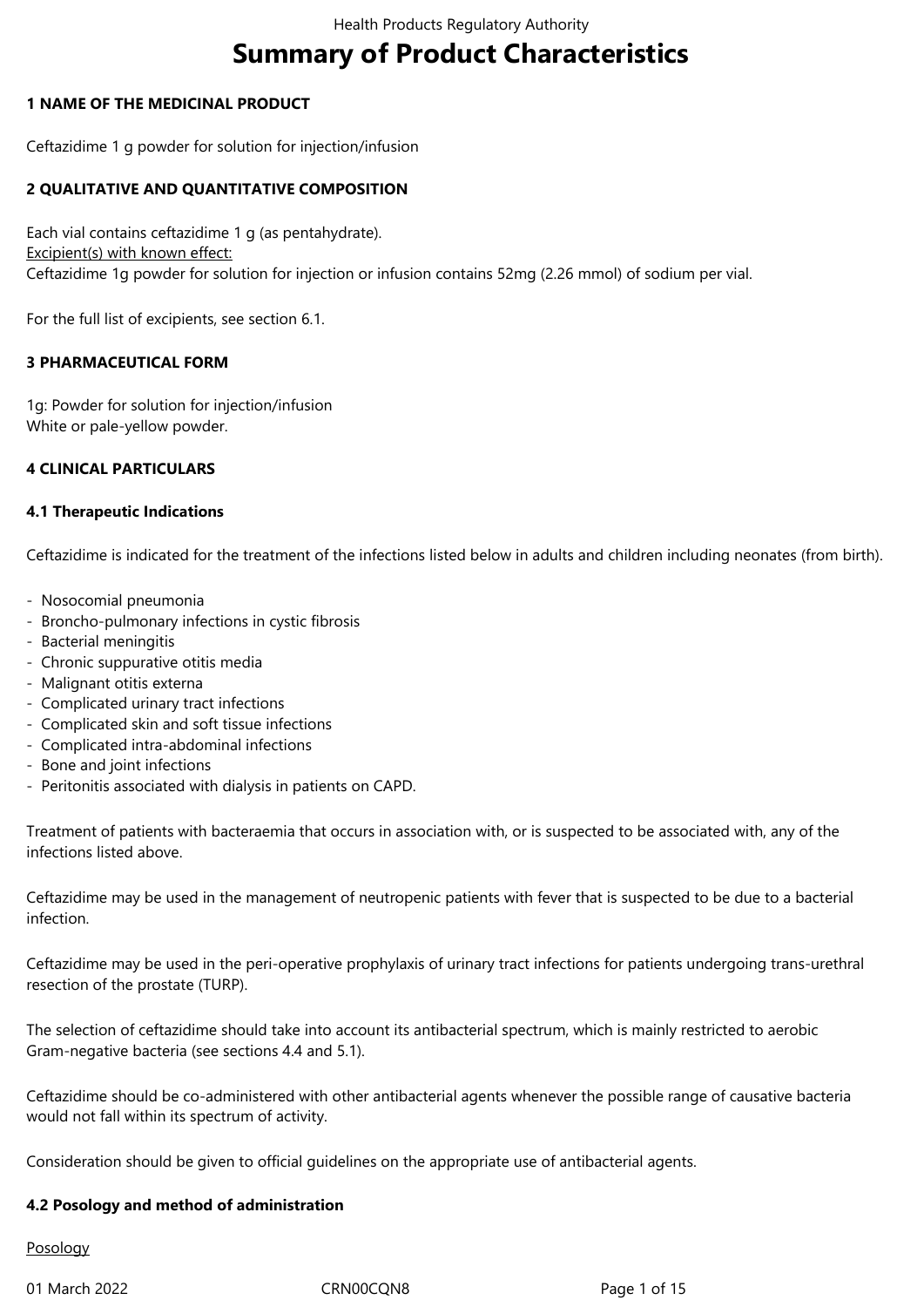# Summary of Product Characteristics

## 1 NAME OF THE MEDICINAL PRODUCT

Ceftazidime 1 g powder for solution for injection/infusion

## 2 QUALITATIVE AND QUANTITATIVE COMPOSITION

Each vial contains ceftazidime 1 g (as pentahydrate).
Excipient(s) with known effect:
Ceftazidime 1g powder for solution for injection or infusion contains 52mg (2.26 mmol) of sodium per vial.

For the full list of excipients, see section 6.1.

## 3 PHARMACEUTICAL FORM

1g: Powder for solution for injection/infusion
White or pale-yellow powder.

## 4 CLINICAL PARTICULARS

### 4.1 Therapeutic Indications

Ceftazidime is indicated for the treatment of the infections listed below in adults and children including neonates (from birth).

- Nosocomial pneumonia
- Broncho-pulmonary infections in cystic fibrosis
- Bacterial meningitis
- Chronic suppurative otitis media
- Malignant otitis externa
- Complicated urinary tract infections
- Complicated skin and soft tissue infections
- Complicated intra-abdominal infections
- Bone and joint infections
- Peritonitis associated with dialysis in patients on CAPD.

Treatment of patients with bacteraemia that occurs in association with, or is suspected to be associated with, any of the infections listed above.

Ceftazidime may be used in the management of neutropenic patients with fever that is suspected to be due to a bacterial infection.

Ceftazidime may be used in the peri-operative prophylaxis of urinary tract infections for patients undergoing trans-urethral resection of the prostate (TURP).

The selection of ceftazidime should take into account its antibacterial spectrum, which is mainly restricted to aerobic Gram-negative bacteria (see sections 4.4 and 5.1).

Ceftazidime should be co-administered with other antibacterial agents whenever the possible range of causative bacteria would not fall within its spectrum of activity.

Consideration should be given to official guidelines on the appropriate use of antibacterial agents.

### 4.2 Posology and method of administration

Posology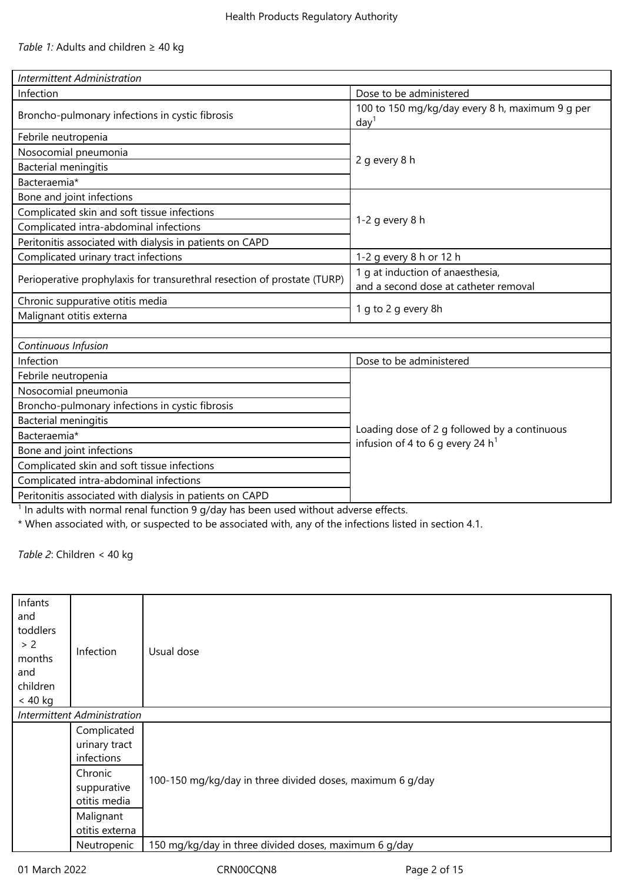*Table 1:* Adults and children ≥ 40 kg

| *Intermittent Administration* | |
|---|---|
| Infection | Dose to be administered |
| Broncho-pulmonary infections in cystic fibrosis | 100 to 150 mg/kg/day every 8 h, maximum 9 g per day[1] |
| Febrile neutropenia | 2 g every 8 h |
| Nosocomial pneumonia | |
| Bacterial meningitis | |
| Bacteraemia* | |
| Bone and joint infections | 1-2 g every 8 h |
| Complicated skin and soft tissue infections | |
| Complicated intra-abdominal infections | |
| Peritonitis associated with dialysis in patients on CAPD | |
| Complicated urinary tract infections | 1-2 g every 8 h or 12 h |
| Perioperative prophylaxis for transurethral resection of prostate (TURP) | 1 g at induction of anaesthesia, and a second dose at catheter removal |
| Chronic suppurative otitis media | 1 g to 2 g every 8h |
| Malignant otitis externa | |
| | |
| *Continuous Infusion* | |
| Infection | Dose to be administered |
| Febrile neutropenia | Loading dose of 2 g followed by a continuous infusion of 4 to 6 g every 24 h[1] |
| Nosocomial pneumonia | |
| Broncho-pulmonary infections in cystic fibrosis | |
| Bacterial meningitis | |
| Bacteraemia* | |
| Bone and joint infections | |
| Complicated skin and soft tissue infections | |
| Complicated intra-abdominal infections | |
| Peritonitis associated with dialysis in patients on CAPD | |

[1] In adults with normal renal function 9 g/day has been used without adverse effects.

* When associated with, or suspected to be associated with, any of the infections listed in section 4.1.

*Table 2*: Children < 40 kg

| Infants and toddlers > 2 months and children < 40 kg | Infection | Usual dose |
|---|---|---|
| *Intermittent Administration* | | |
| | Complicated urinary tract infections | 100-150 mg/kg/day in three divided doses, maximum 6 g/day |
| | Chronic suppurative otitis media | |
| | Malignant otitis externa | |
| | Neutropenic | 150 mg/kg/day in three divided doses, maximum 6 g/day |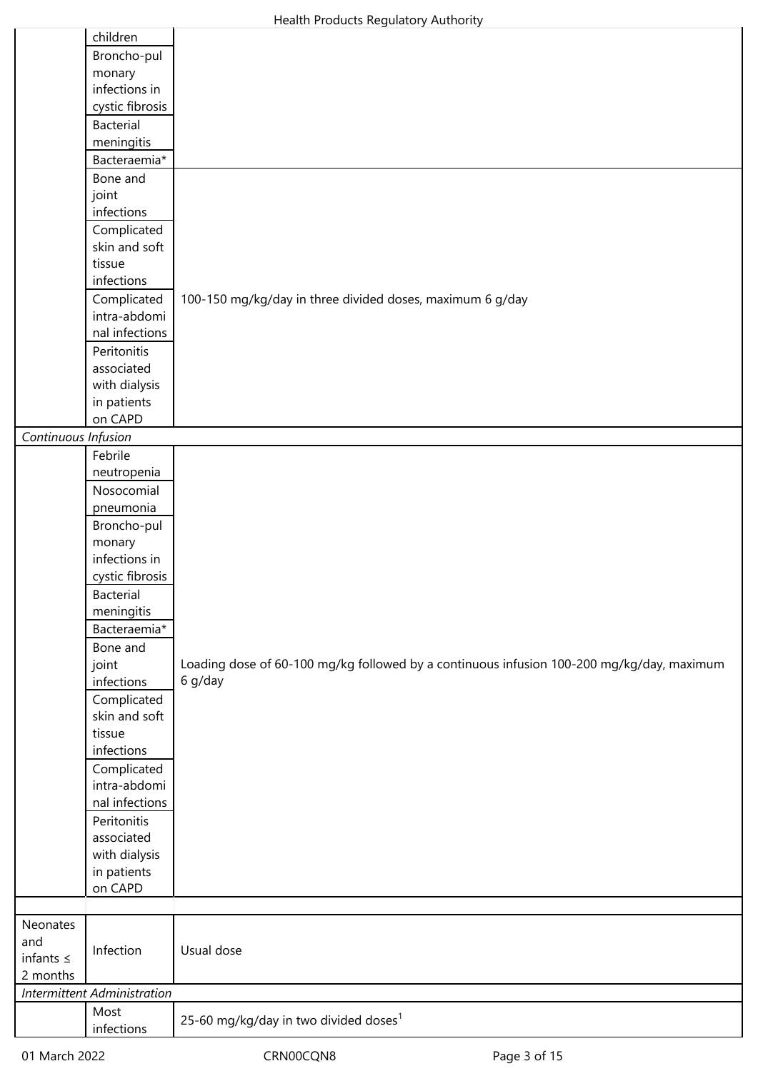| | | |
|---|---|---|
| | children | |
| | Broncho-pulmonary infections in cystic fibrosis | |
| | Bacterial meningitis | |
| | Bacteraemia* | |
| | Bone and joint infections | 100-150 mg/kg/day in three divided doses, maximum 6 g/day |
| | Complicated skin and soft tissue infections | |
| | Complicated intra-abdominal infections | |
| | Peritonitis associated with dialysis in patients on CAPD | |
| *Continuous Infusion* | | |
| | Febrile neutropenia | Loading dose of 60-100 mg/kg followed by a continuous infusion 100-200 mg/kg/day, maximum 6 g/day |
| | Nosocomial pneumonia | |
| | Broncho-pulmonary infections in cystic fibrosis | |
| | Bacterial meningitis | |
| | Bacteraemia* | |
| | Bone and joint infections | |
| | Complicated skin and soft tissue infections | |
| | Complicated intra-abdominal infections | |
| | Peritonitis associated with dialysis in patients on CAPD | |
| | | |
| Neonates and infants ≤ 2 months | Infection | Usual dose |
| *Intermittent Administration* | | |
| | Most infections | 25-60 mg/kg/day in two divided doses[1] |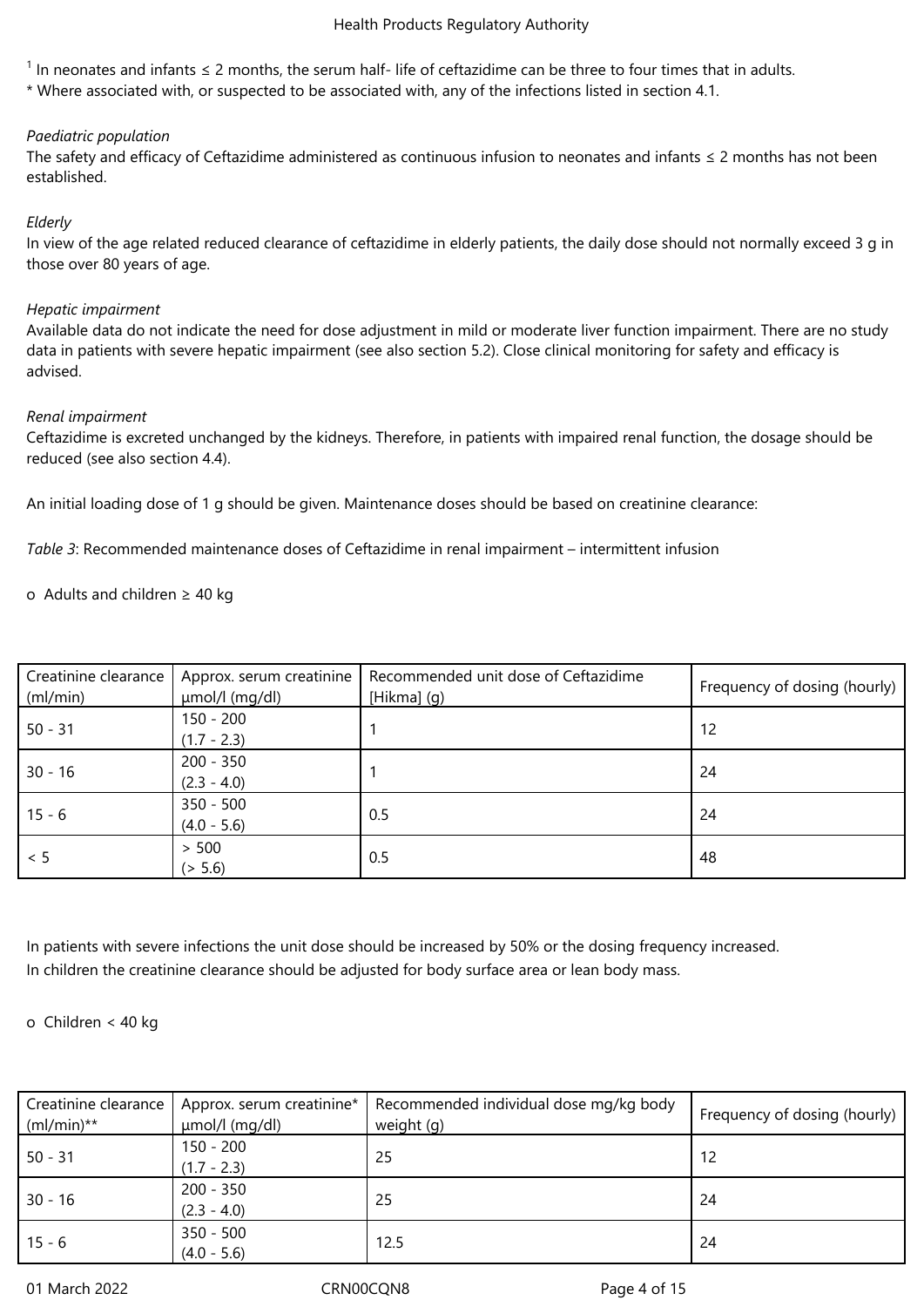[1] In neonates and infants ≤ 2 months, the serum half- life of ceftazidime can be three to four times that in adults.
* Where associated with, or suspected to be associated with, any of the infections listed in section 4.1.

*Paediatric population*
The safety and efficacy of Ceftazidime administered as continuous infusion to neonates and infants ≤ 2 months has not been established.

*Elderly*
In view of the age related reduced clearance of ceftazidime in elderly patients, the daily dose should not normally exceed 3 g in those over 80 years of age.

*Hepatic impairment*
Available data do not indicate the need for dose adjustment in mild or moderate liver function impairment. There are no study data in patients with severe hepatic impairment (see also section 5.2). Close clinical monitoring for safety and efficacy is advised.

*Renal impairment*
Ceftazidime is excreted unchanged by the kidneys. Therefore, in patients with impaired renal function, the dosage should be reduced (see also section 4.4).

An initial loading dose of 1 g should be given. Maintenance doses should be based on creatinine clearance:

*Table 3*: Recommended maintenance doses of Ceftazidime in renal impairment – intermittent infusion

- Adults and children ≥ 40 kg

| Creatinine clearance (ml/min) | Approx. serum creatinine µmol/l (mg/dl) | Recommended unit dose of Ceftazidime [Hikma] (g) | Frequency of dosing (hourly) |
|---|---|---|---|
| 50 - 31 | 150 - 200 (1.7 - 2.3) | 1 | 12 |
| 30 - 16 | 200 - 350 (2.3 - 4.0) | 1 | 24 |
| 15 - 6 | 350 - 500 (4.0 - 5.6) | 0.5 | 24 |
| < 5 | > 500 (> 5.6) | 0.5 | 48 |

In patients with severe infections the unit dose should be increased by 50% or the dosing frequency increased.
In children the creatinine clearance should be adjusted for body surface area or lean body mass.

- Children < 40 kg

| Creatinine clearance (ml/min)** | Approx. serum creatinine* µmol/l (mg/dl) | Recommended individual dose mg/kg body weight (g) | Frequency of dosing (hourly) |
|---|---|---|---|
| 50 - 31 | 150 - 200 (1.7 - 2.3) | 25 | 12 |
| 30 - 16 | 200 - 350 (2.3 - 4.0) | 25 | 24 |
| 15 - 6 | 350 - 500 (4.0 - 5.6) | 12.5 | 24 |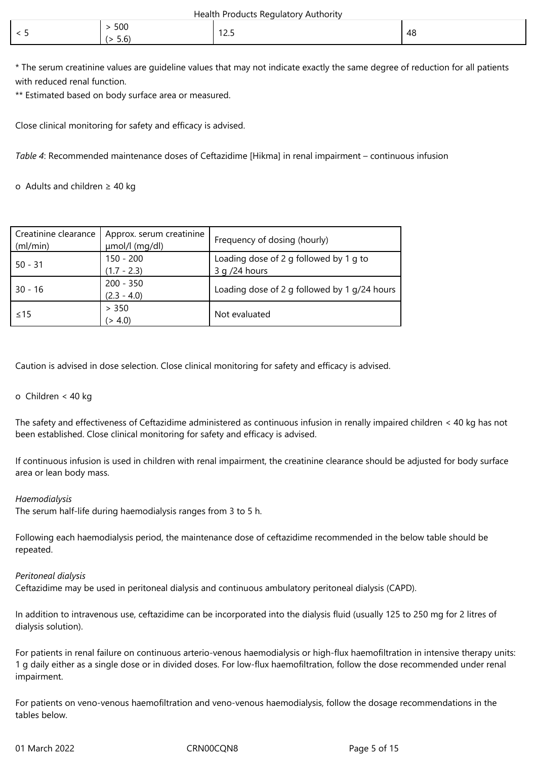| < 5 | > 500 (> 5.6) | 12.5 | 48 |
|---|---|---|---|

\* The serum creatinine values are guideline values that may not indicate exactly the same degree of reduction for all patients with reduced renal function.
\*\* Estimated based on body surface area or measured.

Close clinical monitoring for safety and efficacy is advised.

*Table 4*: Recommended maintenance doses of Ceftazidime [Hikma] in renal impairment – continuous infusion

o Adults and children ≥ 40 kg

| Creatinine clearance (ml/min) | Approx. serum creatinine µmol/l (mg/dl) | Frequency of dosing (hourly) |
|---|---|---|
| 50 - 31 | 150 - 200 (1.7 - 2.3) | Loading dose of 2 g followed by 1 g to 3 g /24 hours |
| 30 - 16 | 200 - 350 (2.3 - 4.0) | Loading dose of 2 g followed by 1 g/24 hours |
| ≤15 | > 350 (> 4.0) | Not evaluated |

Caution is advised in dose selection. Close clinical monitoring for safety and efficacy is advised.

o Children < 40 kg

The safety and effectiveness of Ceftazidime administered as continuous infusion in renally impaired children < 40 kg has not been established. Close clinical monitoring for safety and efficacy is advised.

If continuous infusion is used in children with renal impairment, the creatinine clearance should be adjusted for body surface area or lean body mass.

*Haemodialysis*
The serum half-life during haemodialysis ranges from 3 to 5 h.

Following each haemodialysis period, the maintenance dose of ceftazidime recommended in the below table should be repeated.

*Peritoneal dialysis*
Ceftazidime may be used in peritoneal dialysis and continuous ambulatory peritoneal dialysis (CAPD).

In addition to intravenous use, ceftazidime can be incorporated into the dialysis fluid (usually 125 to 250 mg for 2 litres of dialysis solution).

For patients in renal failure on continuous arterio-venous haemodialysis or high-flux haemofiltration in intensive therapy units: 1 g daily either as a single dose or in divided doses. For low-flux haemofiltration, follow the dose recommended under renal impairment.

For patients on veno-venous haemofiltration and veno-venous haemodialysis, follow the dosage recommendations in the tables below.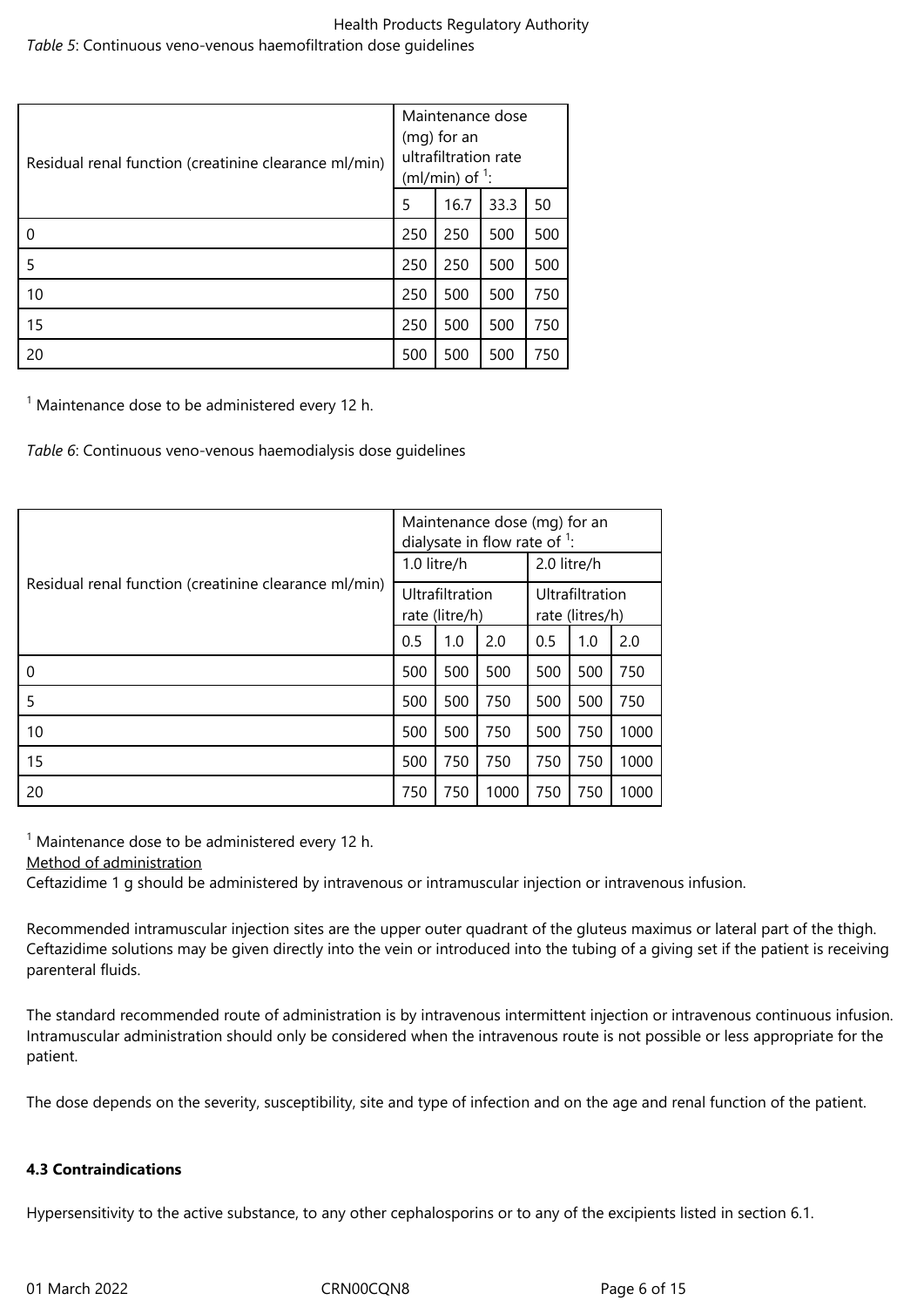*Table 5*: Continuous veno-venous haemofiltration dose guidelines

| Residual renal function (creatinine clearance ml/min) | Maintenance dose (mg) for an ultrafiltration rate (ml/min) of [1]: | | | |
|---|---|---|---|---|
| | 5 | 16.7 | 33.3 | 50 |
| 0 | 250 | 250 | 500 | 500 |
| 5 | 250 | 250 | 500 | 500 |
| 10 | 250 | 500 | 500 | 750 |
| 15 | 250 | 500 | 500 | 750 |
| 20 | 500 | 500 | 500 | 750 |

[1] Maintenance dose to be administered every 12 h.

*Table 6*: Continuous veno-venous haemodialysis dose guidelines

| Residual renal function (creatinine clearance ml/min) | Maintenance dose (mg) for an dialysate in flow rate of [1]: | | | | | |
|---|---|---|---|---|---|---|
| | 1.0 litre/h | | | 2.0 litre/h | | |
| | Ultrafiltration rate (litre/h) | | | Ultrafiltration rate (litres/h) | | |
| | 0.5 | 1.0 | 2.0 | 0.5 | 1.0 | 2.0 |
| 0 | 500 | 500 | 500 | 500 | 500 | 750 |
| 5 | 500 | 500 | 750 | 500 | 500 | 750 |
| 10 | 500 | 500 | 750 | 500 | 750 | 1000 |
| 15 | 500 | 750 | 750 | 750 | 750 | 1000 |
| 20 | 750 | 750 | 1000 | 750 | 750 | 1000 |

[1] Maintenance dose to be administered every 12 h.

Method of administration

Ceftazidime 1 g should be administered by intravenous or intramuscular injection or intravenous infusion.

Recommended intramuscular injection sites are the upper outer quadrant of the gluteus maximus or lateral part of the thigh. Ceftazidime solutions may be given directly into the vein or introduced into the tubing of a giving set if the patient is receiving parenteral fluids.

The standard recommended route of administration is by intravenous intermittent injection or intravenous continuous infusion. Intramuscular administration should only be considered when the intravenous route is not possible or less appropriate for the patient.

The dose depends on the severity, susceptibility, site and type of infection and on the age and renal function of the patient.

**4.3 Contraindications**

Hypersensitivity to the active substance, to any other cephalosporins or to any of the excipients listed in section 6.1.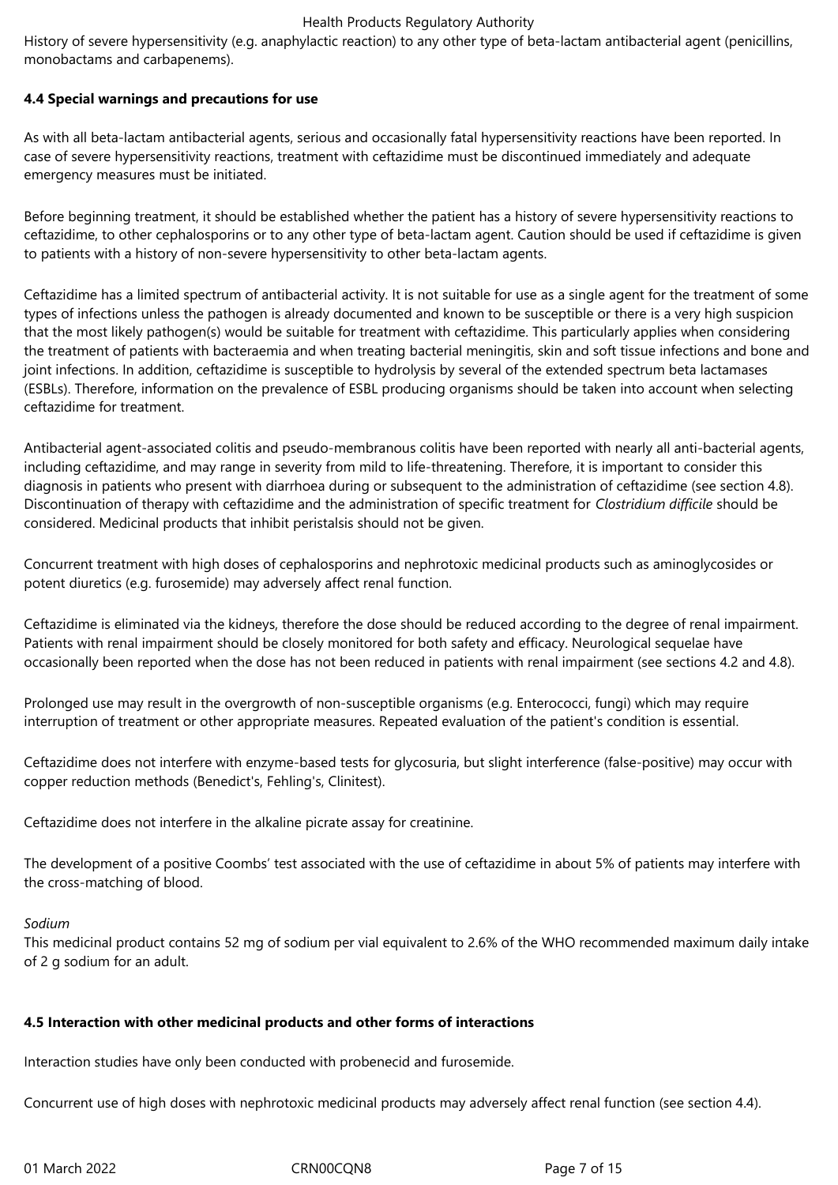History of severe hypersensitivity (e.g. anaphylactic reaction) to any other type of beta-lactam antibacterial agent (penicillins, monobactams and carbapenems).

**4.4 Special warnings and precautions for use**

As with all beta-lactam antibacterial agents, serious and occasionally fatal hypersensitivity reactions have been reported. In case of severe hypersensitivity reactions, treatment with ceftazidime must be discontinued immediately and adequate emergency measures must be initiated.

Before beginning treatment, it should be established whether the patient has a history of severe hypersensitivity reactions to ceftazidime, to other cephalosporins or to any other type of beta-lactam agent. Caution should be used if ceftazidime is given to patients with a history of non-severe hypersensitivity to other beta-lactam agents.

Ceftazidime has a limited spectrum of antibacterial activity. It is not suitable for use as a single agent for the treatment of some types of infections unless the pathogen is already documented and known to be susceptible or there is a very high suspicion that the most likely pathogen(s) would be suitable for treatment with ceftazidime. This particularly applies when considering the treatment of patients with bacteraemia and when treating bacterial meningitis, skin and soft tissue infections and bone and joint infections. In addition, ceftazidime is susceptible to hydrolysis by several of the extended spectrum beta lactamases (ESBLs). Therefore, information on the prevalence of ESBL producing organisms should be taken into account when selecting ceftazidime for treatment.

Antibacterial agent-associated colitis and pseudo-membranous colitis have been reported with nearly all anti-bacterial agents, including ceftazidime, and may range in severity from mild to life-threatening. Therefore, it is important to consider this diagnosis in patients who present with diarrhoea during or subsequent to the administration of ceftazidime (see section 4.8). Discontinuation of therapy with ceftazidime and the administration of specific treatment for *Clostridium difficile* should be considered. Medicinal products that inhibit peristalsis should not be given.

Concurrent treatment with high doses of cephalosporins and nephrotoxic medicinal products such as aminoglycosides or potent diuretics (e.g. furosemide) may adversely affect renal function.

Ceftazidime is eliminated via the kidneys, therefore the dose should be reduced according to the degree of renal impairment. Patients with renal impairment should be closely monitored for both safety and efficacy. Neurological sequelae have occasionally been reported when the dose has not been reduced in patients with renal impairment (see sections 4.2 and 4.8).

Prolonged use may result in the overgrowth of non-susceptible organisms (e.g. Enterococci, fungi) which may require interruption of treatment or other appropriate measures. Repeated evaluation of the patient's condition is essential.

Ceftazidime does not interfere with enzyme-based tests for glycosuria, but slight interference (false-positive) may occur with copper reduction methods (Benedict's, Fehling's, Clinitest).

Ceftazidime does not interfere in the alkaline picrate assay for creatinine.

The development of a positive Coombs' test associated with the use of ceftazidime in about 5% of patients may interfere with the cross-matching of blood.

*Sodium*

This medicinal product contains 52 mg of sodium per vial equivalent to 2.6% of the WHO recommended maximum daily intake of 2 g sodium for an adult.

**4.5 Interaction with other medicinal products and other forms of interactions**

Interaction studies have only been conducted with probenecid and furosemide.

Concurrent use of high doses with nephrotoxic medicinal products may adversely affect renal function (see section 4.4).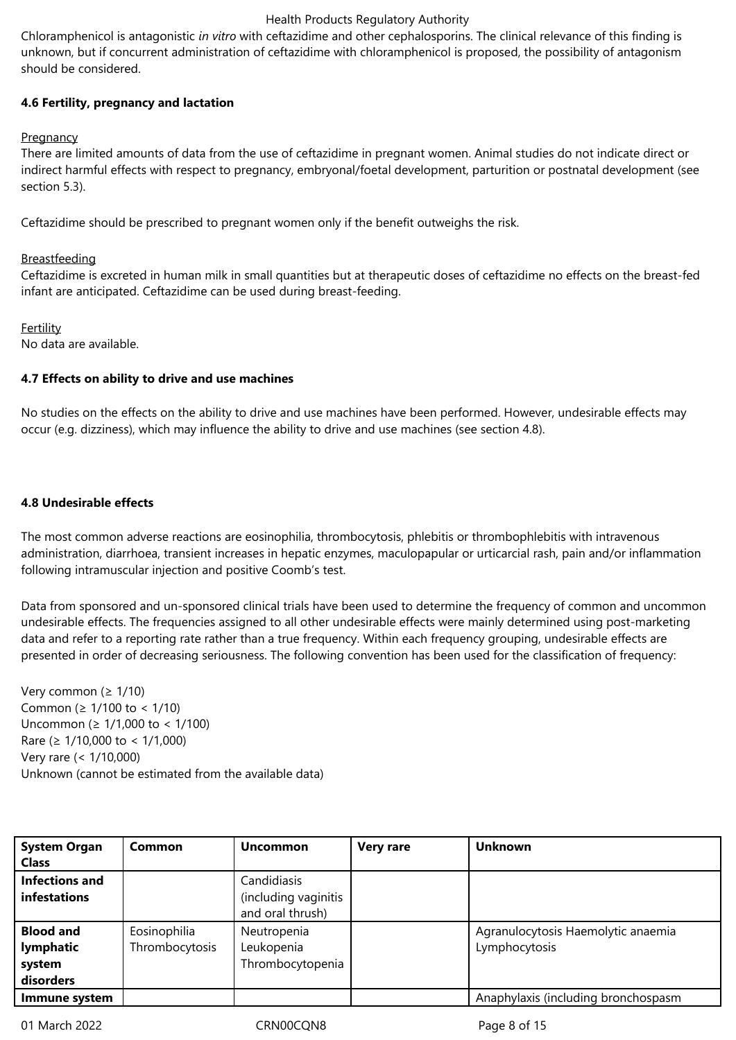Chloramphenicol is antagonistic *in vitro* with ceftazidime and other cephalosporins. The clinical relevance of this finding is unknown, but if concurrent administration of ceftazidime with chloramphenicol is proposed, the possibility of antagonism should be considered.

### 4.6 Fertility, pregnancy and lactation

Pregnancy

There are limited amounts of data from the use of ceftazidime in pregnant women. Animal studies do not indicate direct or indirect harmful effects with respect to pregnancy, embryonal/foetal development, parturition or postnatal development (see section 5.3).

Ceftazidime should be prescribed to pregnant women only if the benefit outweighs the risk.

Breastfeeding

Ceftazidime is excreted in human milk in small quantities but at therapeutic doses of ceftazidime no effects on the breast-fed infant are anticipated. Ceftazidime can be used during breast-feeding.

Fertility

No data are available.

### 4.7 Effects on ability to drive and use machines

No studies on the effects on the ability to drive and use machines have been performed. However, undesirable effects may occur (e.g. dizziness), which may influence the ability to drive and use machines (see section 4.8).

### 4.8 Undesirable effects

The most common adverse reactions are eosinophilia, thrombocytosis, phlebitis or thrombophlebitis with intravenous administration, diarrhoea, transient increases in hepatic enzymes, maculopapular or urticarial rash, pain and/or inflammation following intramuscular injection and positive Coomb's test.

Data from sponsored and un-sponsored clinical trials have been used to determine the frequency of common and uncommon undesirable effects. The frequencies assigned to all other undesirable effects were mainly determined using post-marketing data and refer to a reporting rate rather than a true frequency. Within each frequency grouping, undesirable effects are presented in order of decreasing seriousness. The following convention has been used for the classification of frequency:

Very common (≥ 1/10)
Common (≥ 1/100 to < 1/10)
Uncommon (≥ 1/1,000 to < 1/100)
Rare (≥ 1/10,000 to < 1/1,000)
Very rare (< 1/10,000)
Unknown (cannot be estimated from the available data)

| System Organ Class | Common | Uncommon | Very rare | Unknown |
|---|---|---|---|---|
| **Infections and infestations** | | Candidiasis (including vaginitis and oral thrush) | | |
| **Blood and lymphatic system disorders** | Eosinophilia Thrombocytosis | Neutropenia Leukopenia Thrombocytopenia | | Agranulocytosis Haemolytic anaemia Lymphocytosis |
| **Immune system** | | | | Anaphylaxis (including bronchospasm |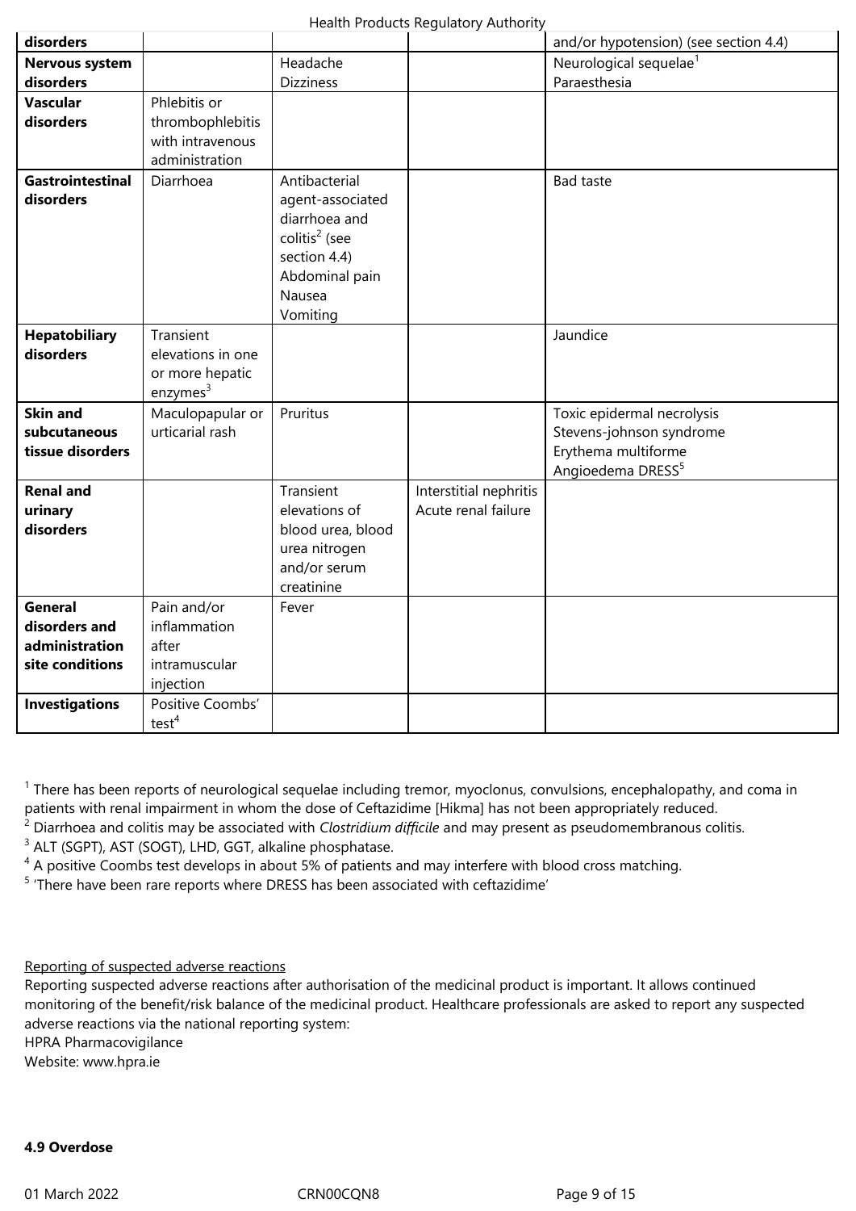| | | | | |
|---|---|---|---|---|
| **disorders** | | | | and/or hypotension) (see section 4.4) |
| **Nervous system disorders** | | Headache<br>Dizziness | | Neurological sequelae[1]<br>Paraesthesia |
| **Vascular disorders** | Phlebitis or thrombophlebitis with intravenous administration | | | |
| **Gastrointestinal disorders** | Diarrhoea | Antibacterial agent-associated diarrhoea and colitis[2] (see section 4.4)<br>Abdominal pain<br>Nausea<br>Vomiting | | Bad taste |
| **Hepatobiliary disorders** | Transient elevations in one or more hepatic enzymes[3] | | | Jaundice |
| **Skin and subcutaneous tissue disorders** | Maculopapular or urticarial rash | Pruritus | | Toxic epidermal necrolysis<br>Stevens-johnson syndrome<br>Erythema multiforme<br>Angioedema DRESS[5] |
| **Renal and urinary disorders** | | Transient elevations of blood urea, blood urea nitrogen and/or serum creatinine | Interstitial nephritis<br>Acute renal failure | |
| **General disorders and administration site conditions** | Pain and/or inflammation after intramuscular injection | Fever | | |
| **Investigations** | Positive Coombs' test[4] | | | |

[1] There has been reports of neurological sequelae including tremor, myoclonus, convulsions, encephalopathy, and coma in patients with renal impairment in whom the dose of Ceftazidime [Hikma] has not been appropriately reduced.
[2] Diarrhoea and colitis may be associated with *Clostridium difficile* and may present as pseudomembranous colitis.
[3] ALT (SGPT), AST (SOGT), LHD, GGT, alkaline phosphatase.
[4] A positive Coombs test develops in about 5% of patients and may interfere with blood cross matching.
[5] 'There have been rare reports where DRESS has been associated with ceftazidime'

Reporting of suspected adverse reactions
Reporting suspected adverse reactions after authorisation of the medicinal product is important. It allows continued monitoring of the benefit/risk balance of the medicinal product. Healthcare professionals are asked to report any suspected adverse reactions via the national reporting system:
HPRA Pharmacovigilance
Website: www.hpra.ie

**4.9 Overdose**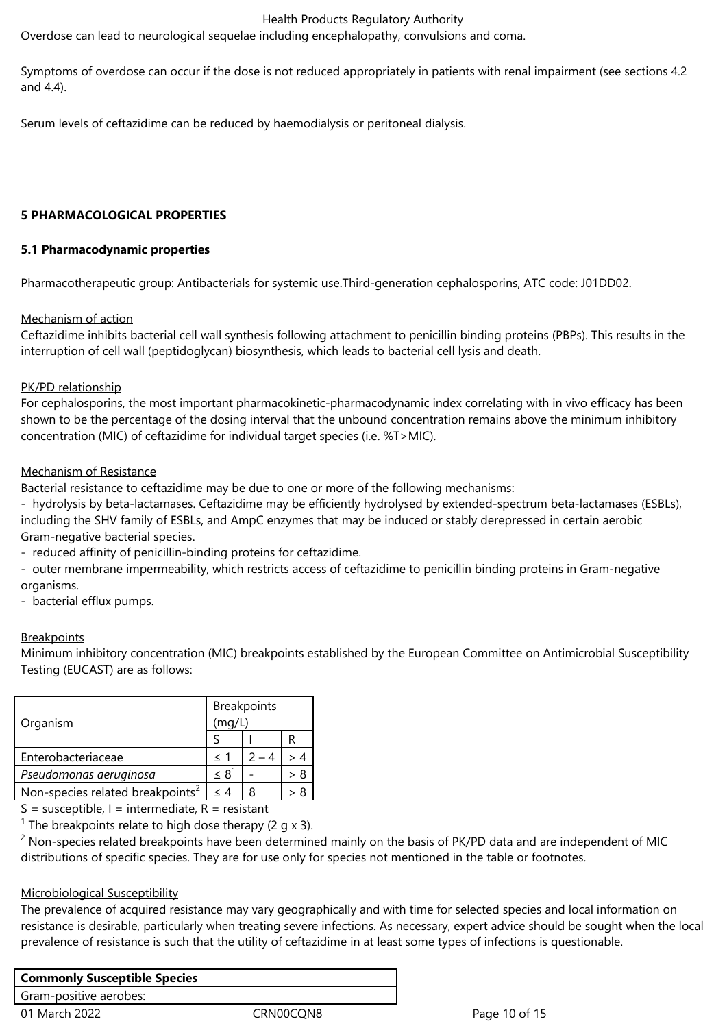Overdose can lead to neurological sequelae including encephalopathy, convulsions and coma.

Symptoms of overdose can occur if the dose is not reduced appropriately in patients with renal impairment (see sections 4.2 and 4.4).

Serum levels of ceftazidime can be reduced by haemodialysis or peritoneal dialysis.

## 5 PHARMACOLOGICAL PROPERTIES

### 5.1 Pharmacodynamic properties

Pharmacotherapeutic group: Antibacterials for systemic use.Third-generation cephalosporins, ATC code: J01DD02.

Mechanism of action

Ceftazidime inhibits bacterial cell wall synthesis following attachment to penicillin binding proteins (PBPs). This results in the interruption of cell wall (peptidoglycan) biosynthesis, which leads to bacterial cell lysis and death.

PK/PD relationship

For cephalosporins, the most important pharmacokinetic-pharmacodynamic index correlating with in vivo efficacy has been shown to be the percentage of the dosing interval that the unbound concentration remains above the minimum inhibitory concentration (MIC) of ceftazidime for individual target species (i.e. %T>MIC).

Mechanism of Resistance

Bacterial resistance to ceftazidime may be due to one or more of the following mechanisms:

- hydrolysis by beta-lactamases. Ceftazidime may be efficiently hydrolysed by extended-spectrum beta-lactamases (ESBLs), including the SHV family of ESBLs, and AmpC enzymes that may be induced or stably derepressed in certain aerobic Gram-negative bacterial species.
- reduced affinity of penicillin-binding proteins for ceftazidime.
- outer membrane impermeability, which restricts access of ceftazidime to penicillin binding proteins in Gram-negative organisms.
- bacterial efflux pumps.

Breakpoints

Minimum inhibitory concentration (MIC) breakpoints established by the European Committee on Antimicrobial Susceptibility Testing (EUCAST) are as follows:

| Organism | Breakpoints (mg/L) | | |
|---|---|---|---|
| | S | I | R |
| Enterobacteriaceae | ≤ 1 | 2 – 4 | > 4 |
| *Pseudomonas aeruginosa* | ≤ 8[1] | - | > 8 |
| Non-species related breakpoints[2] | ≤ 4 | 8 | > 8 |

S = susceptible, I = intermediate, R = resistant

[1] The breakpoints relate to high dose therapy (2 g x 3).

[2] Non-species related breakpoints have been determined mainly on the basis of PK/PD data and are independent of MIC distributions of specific species. They are for use only for species not mentioned in the table or footnotes.

Microbiological Susceptibility

The prevalence of acquired resistance may vary geographically and with time for selected species and local information on resistance is desirable, particularly when treating severe infections. As necessary, expert advice should be sought when the local prevalence of resistance is such that the utility of ceftazidime in at least some types of infections is questionable.

| **Commonly Susceptible Species** |
|---|
| Gram-positive aerobes: |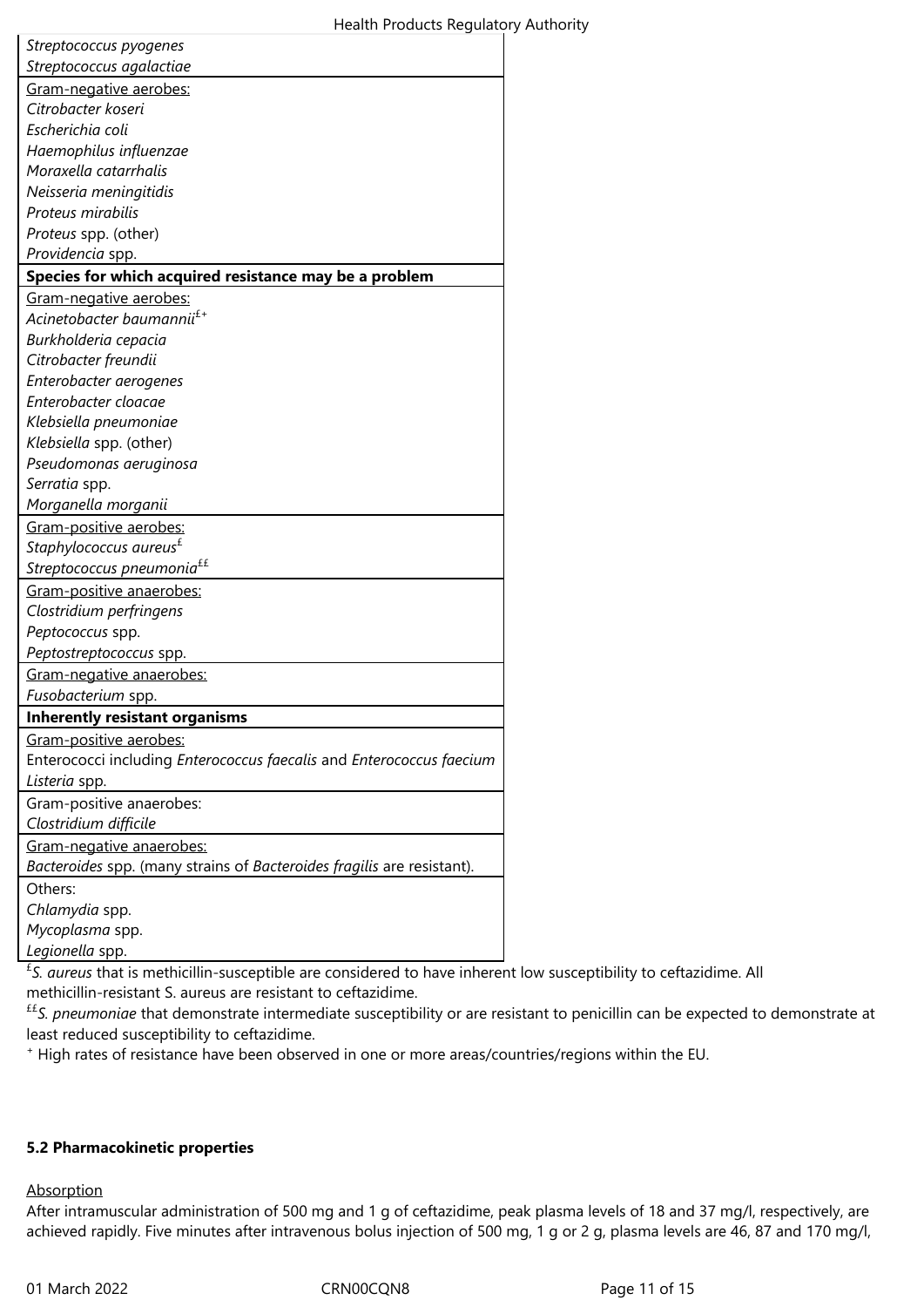| |
|---|
| *Streptococcus pyogenes* |
| *Streptococcus agalactiae* |
| Gram-negative aerobes: |
| *Citrobacter koseri* |
| *Escherichia coli* |
| *Haemophilus influenzae* |
| *Moraxella catarrhalis* |
| *Neisseria meningitidis* |
| *Proteus mirabilis* |
| *Proteus* spp. (other) |
| *Providencia* spp. |
| **Species for which acquired resistance may be a problem** |
| Gram-negative aerobes: |
| *Acinetobacter baumannii*[£+] |
| *Burkholderia cepacia* |
| *Citrobacter freundii* |
| *Enterobacter aerogenes* |
| *Enterobacter cloacae* |
| *Klebsiella pneumoniae* |
| *Klebsiella* spp. (other) |
| *Pseudomonas aeruginosa* |
| *Serratia* spp. |
| *Morganella morganii* |
| Gram-positive aerobes: |
| *Staphylococcus aureus*[£] |
| *Streptococcus pneumonia*[££] |
| Gram-positive anaerobes: |
| *Clostridium perfringens* |
| *Peptococcus* spp. |
| *Peptostreptococcus* spp. |
| Gram-negative anaerobes: |
| *Fusobacterium* spp. |
| **Inherently resistant organisms** |
| Gram-positive aerobes: |
| Enterococci including *Enterococcus faecalis* and *Enterococcus faecium* |
| *Listeria* spp. |
| Gram-positive anaerobes: |
| *Clostridium difficile* |
| Gram-negative anaerobes: |
| *Bacteroides* spp. (many strains of *Bacteroides fragilis* are resistant). |
| Others: |
| *Chlamydia* spp. |
| *Mycoplasma* spp. |
| *Legionella* spp. |

[£] *S. aureus* that is methicillin-susceptible are considered to have inherent low susceptibility to ceftazidime. All methicillin-resistant S. aureus are resistant to ceftazidime.

[££] *S. pneumoniae* that demonstrate intermediate susceptibility or are resistant to penicillin can be expected to demonstrate at least reduced susceptibility to ceftazidime.

[+] High rates of resistance have been observed in one or more areas/countries/regions within the EU.

**5.2 Pharmacokinetic properties**

Absorption

After intramuscular administration of 500 mg and 1 g of ceftazidime, peak plasma levels of 18 and 37 mg/l, respectively, are achieved rapidly. Five minutes after intravenous bolus injection of 500 mg, 1 g or 2 g, plasma levels are 46, 87 and 170 mg/l,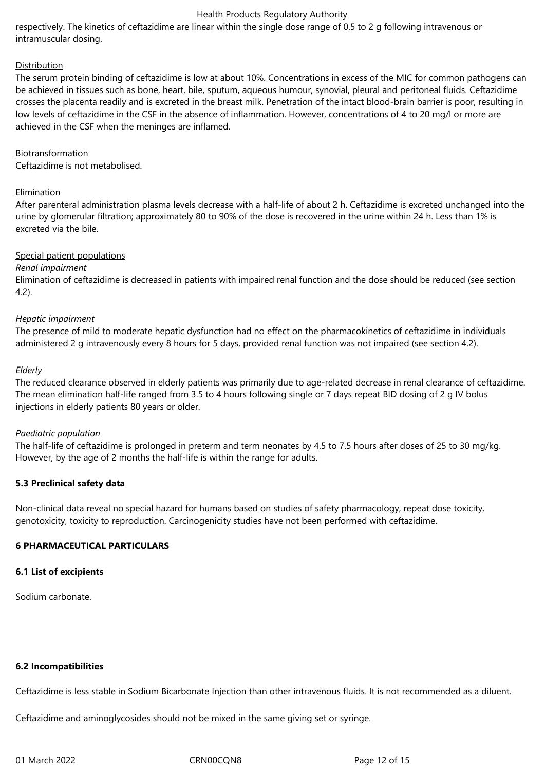respectively. The kinetics of ceftazidime are linear within the single dose range of 0.5 to 2 g following intravenous or intramuscular dosing.

Distribution

The serum protein binding of ceftazidime is low at about 10%. Concentrations in excess of the MIC for common pathogens can be achieved in tissues such as bone, heart, bile, sputum, aqueous humour, synovial, pleural and peritoneal fluids. Ceftazidime crosses the placenta readily and is excreted in the breast milk. Penetration of the intact blood-brain barrier is poor, resulting in low levels of ceftazidime in the CSF in the absence of inflammation. However, concentrations of 4 to 20 mg/l or more are achieved in the CSF when the meninges are inflamed.

Biotransformation

Ceftazidime is not metabolised.

Elimination

After parenteral administration plasma levels decrease with a half-life of about 2 h. Ceftazidime is excreted unchanged into the urine by glomerular filtration; approximately 80 to 90% of the dose is recovered in the urine within 24 h. Less than 1% is excreted via the bile.

Special patient populations

*Renal impairment*

Elimination of ceftazidime is decreased in patients with impaired renal function and the dose should be reduced (see section 4.2).

*Hepatic impairment*

The presence of mild to moderate hepatic dysfunction had no effect on the pharmacokinetics of ceftazidime in individuals administered 2 g intravenously every 8 hours for 5 days, provided renal function was not impaired (see section 4.2).

*Elderly*

The reduced clearance observed in elderly patients was primarily due to age-related decrease in renal clearance of ceftazidime. The mean elimination half-life ranged from 3.5 to 4 hours following single or 7 days repeat BID dosing of 2 g IV bolus injections in elderly patients 80 years or older.

*Paediatric population*

The half-life of ceftazidime is prolonged in preterm and term neonates by 4.5 to 7.5 hours after doses of 25 to 30 mg/kg. However, by the age of 2 months the half-life is within the range for adults.

**5.3 Preclinical safety data**

Non-clinical data reveal no special hazard for humans based on studies of safety pharmacology, repeat dose toxicity, genotoxicity, toxicity to reproduction. Carcinogenicity studies have not been performed with ceftazidime.

**6 PHARMACEUTICAL PARTICULARS**

**6.1 List of excipients**

Sodium carbonate.

**6.2 Incompatibilities**

Ceftazidime is less stable in Sodium Bicarbonate Injection than other intravenous fluids. It is not recommended as a diluent.

Ceftazidime and aminoglycosides should not be mixed in the same giving set or syringe.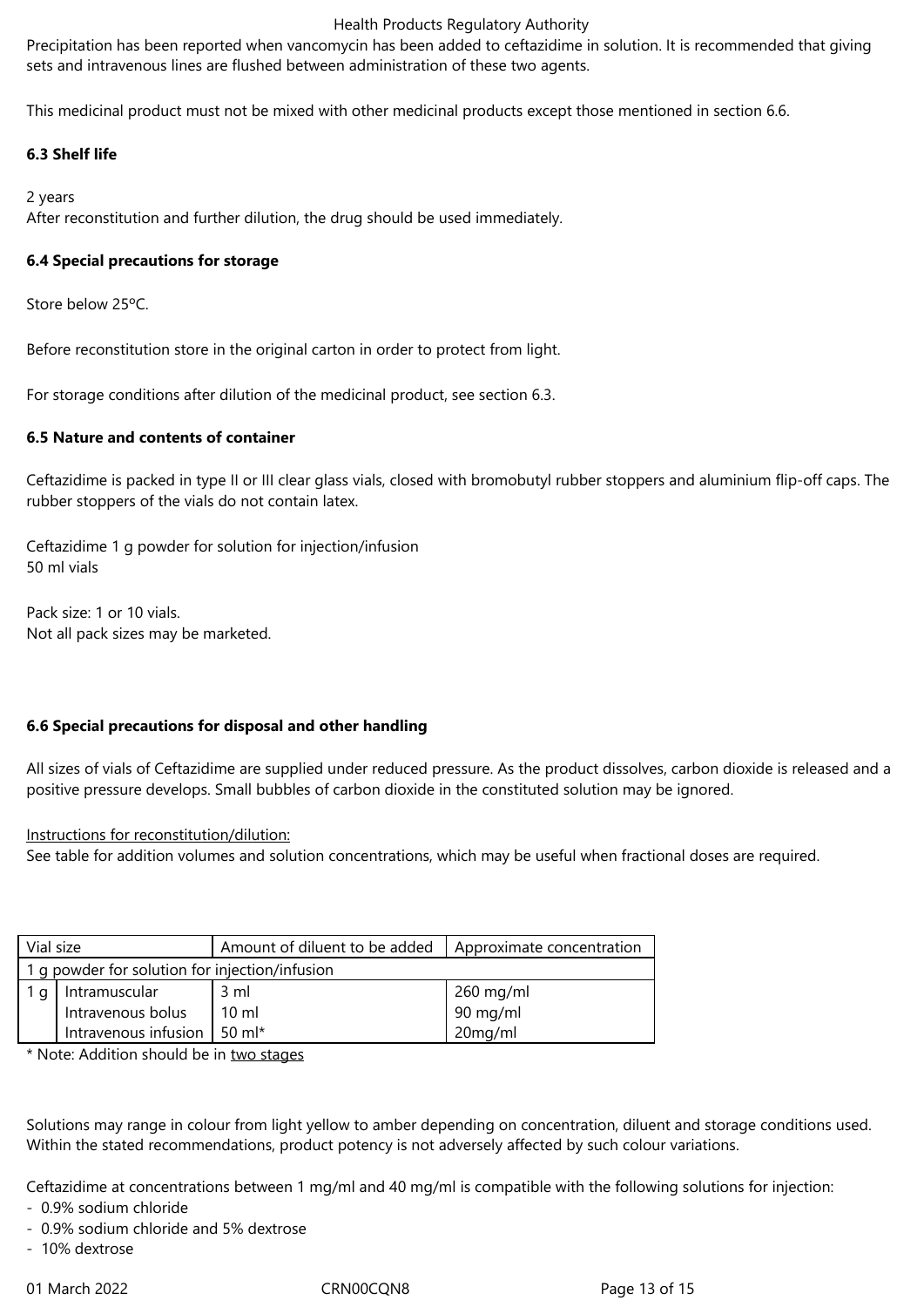Precipitation has been reported when vancomycin has been added to ceftazidime in solution. It is recommended that giving sets and intravenous lines are flushed between administration of these two agents.

This medicinal product must not be mixed with other medicinal products except those mentioned in section 6.6.

### 6.3 Shelf life

2 years
After reconstitution and further dilution, the drug should be used immediately.

### 6.4 Special precautions for storage

Store below 25ºC.

Before reconstitution store in the original carton in order to protect from light.

For storage conditions after dilution of the medicinal product, see section 6.3.

### 6.5 Nature and contents of container

Ceftazidime is packed in type II or III clear glass vials, closed with bromobutyl rubber stoppers and aluminium flip-off caps. The rubber stoppers of the vials do not contain latex.

Ceftazidime 1 g powder for solution for injection/infusion
50 ml vials

Pack size: 1 or 10 vials.
Not all pack sizes may be marketed.

### 6.6 Special precautions for disposal and other handling

All sizes of vials of Ceftazidime are supplied under reduced pressure. As the product dissolves, carbon dioxide is released and a positive pressure develops. Small bubbles of carbon dioxide in the constituted solution may be ignored.

Instructions for reconstitution/dilution:
See table for addition volumes and solution concentrations, which may be useful when fractional doses are required.

| Vial size | | Amount of diluent to be added | Approximate concentration |
|---|---|---|---|
| 1 g powder for solution for injection/infusion | | | |
| 1 g | Intramuscular | 3 ml | 260 mg/ml |
| | Intravenous bolus | 10 ml | 90 mg/ml |
| | Intravenous infusion | 50 ml* | 20mg/ml |

\* Note: Addition should be in two stages

Solutions may range in colour from light yellow to amber depending on concentration, diluent and storage conditions used. Within the stated recommendations, product potency is not adversely affected by such colour variations.

Ceftazidime at concentrations between 1 mg/ml and 40 mg/ml is compatible with the following solutions for injection:
- 0.9% sodium chloride
- 0.9% sodium chloride and 5% dextrose
- 10% dextrose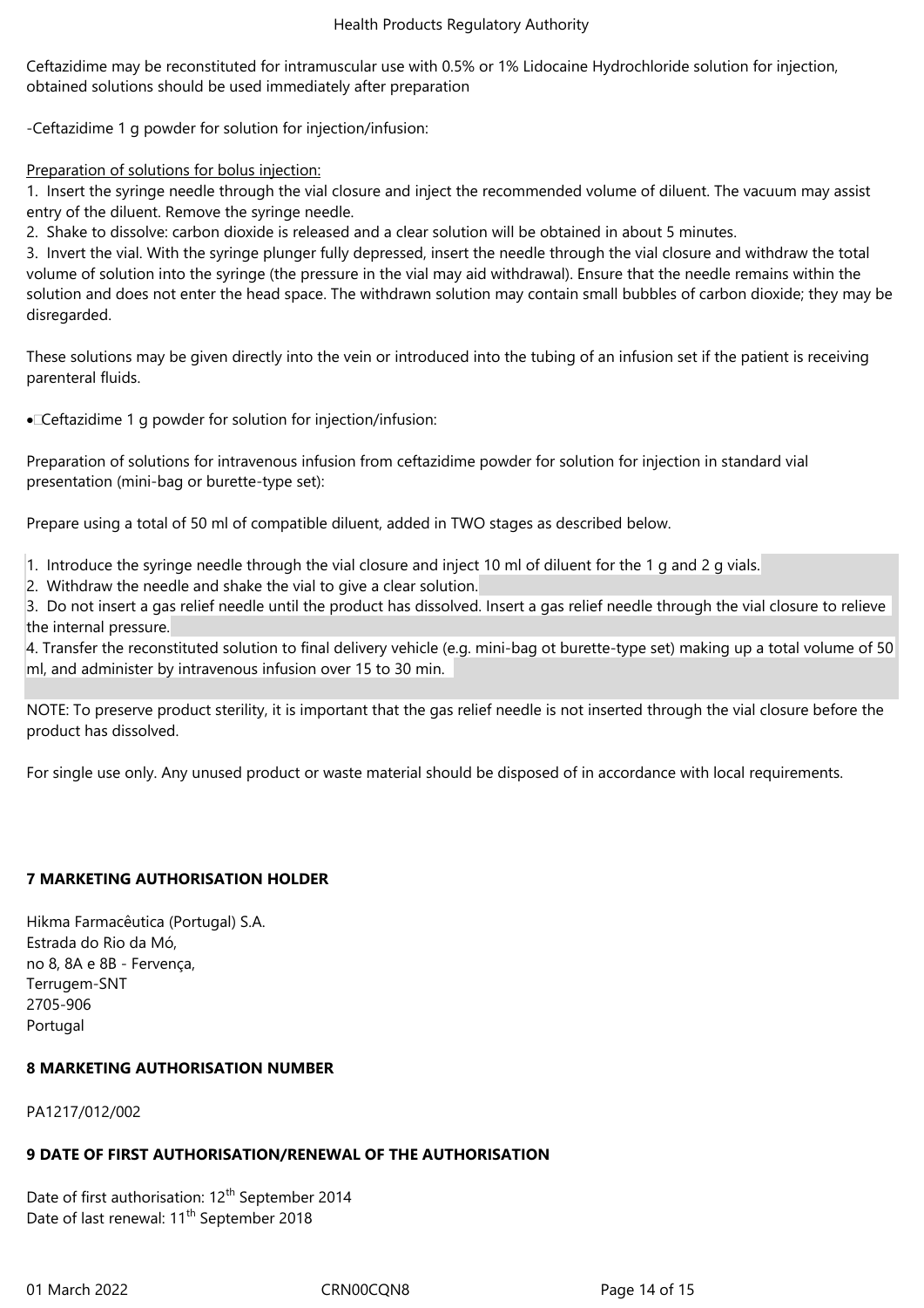Ceftazidime may be reconstituted for intramuscular use with 0.5% or 1% Lidocaine Hydrochloride solution for injection, obtained solutions should be used immediately after preparation

-Ceftazidime 1 g powder for solution for injection/infusion:

Preparation of solutions for bolus injection:

1. Insert the syringe needle through the vial closure and inject the recommended volume of diluent. The vacuum may assist entry of the diluent. Remove the syringe needle.
2. Shake to dissolve: carbon dioxide is released and a clear solution will be obtained in about 5 minutes.
3. Invert the vial. With the syringe plunger fully depressed, insert the needle through the vial closure and withdraw the total volume of solution into the syringe (the pressure in the vial may aid withdrawal). Ensure that the needle remains within the solution and does not enter the head space. The withdrawn solution may contain small bubbles of carbon dioxide; they may be disregarded.

These solutions may be given directly into the vein or introduced into the tubing of an infusion set if the patient is receiving parenteral fluids.

- Ceftazidime 1 g powder for solution for injection/infusion:

Preparation of solutions for intravenous infusion from ceftazidime powder for solution for injection in standard vial presentation (mini-bag or burette-type set):

Prepare using a total of 50 ml of compatible diluent, added in TWO stages as described below.

1. Introduce the syringe needle through the vial closure and inject 10 ml of diluent for the 1 g and 2 g vials.
2. Withdraw the needle and shake the vial to give a clear solution.
3. Do not insert a gas relief needle until the product has dissolved. Insert a gas relief needle through the vial closure to relieve the internal pressure.
4. Transfer the reconstituted solution to final delivery vehicle (e.g. mini-bag ot burette-type set) making up a total volume of 50 ml, and administer by intravenous infusion over 15 to 30 min.

NOTE: To preserve product sterility, it is important that the gas relief needle is not inserted through the vial closure before the product has dissolved.

For single use only. Any unused product or waste material should be disposed of in accordance with local requirements.

## 7 MARKETING AUTHORISATION HOLDER

Hikma Farmacêutica (Portugal) S.A.
Estrada do Rio da Mó,
no 8, 8A e 8B - Fervença,
Terrugem-SNT
2705-906
Portugal

## 8 MARKETING AUTHORISATION NUMBER

PA1217/012/002

## 9 DATE OF FIRST AUTHORISATION/RENEWAL OF THE AUTHORISATION

Date of first authorisation: 12th September 2014
Date of last renewal: 11th September 2018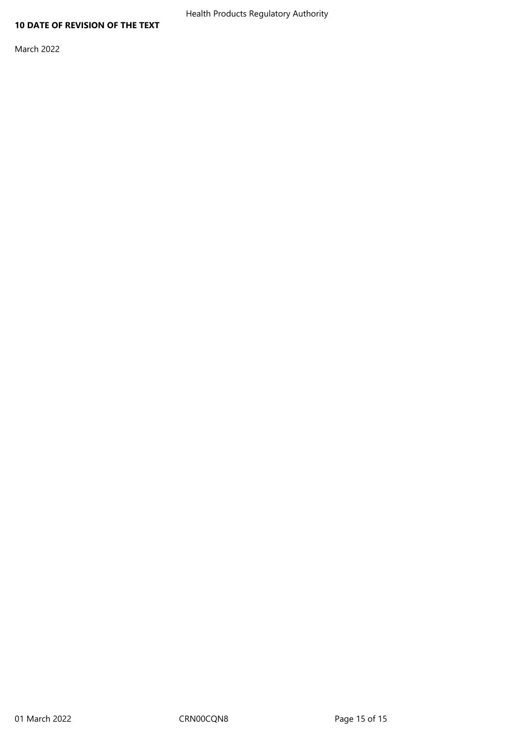**10 DATE OF REVISION OF THE TEXT**

March 2022